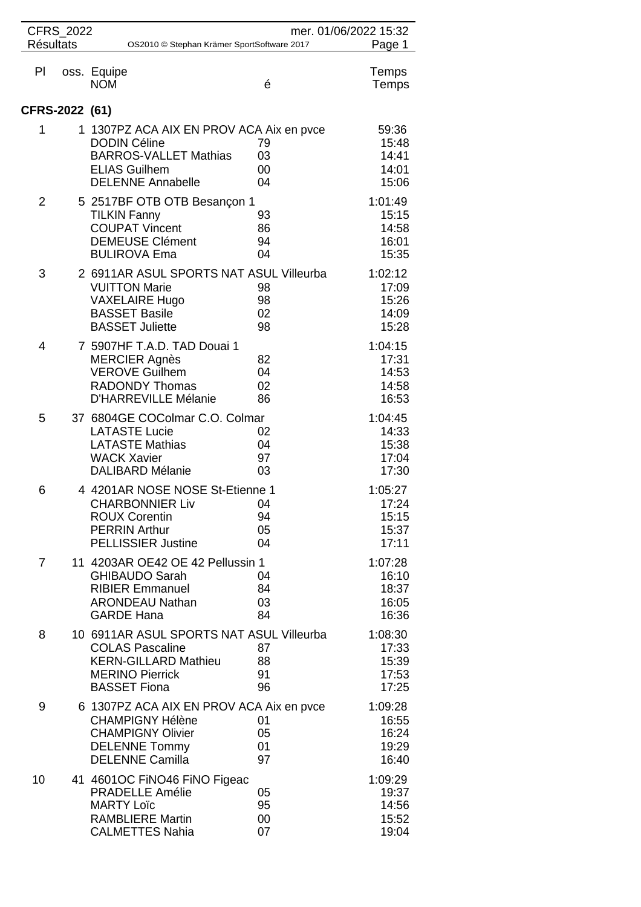CFRS_2022 Résultats — OS2010 © Stephan Krämer SportSoftware 2017 — mer. 01/06/2022 15:32

| Pl | oss. | Equipe / NOM | é | Temps / Temps |
|---|---|---|---|---|

## CFRS-2022 (61)

| Pl | oss. | Equipe / NOM | é | Temps |
|---|---|---|---|---|
| 1 | 1 | 1307PZ ACA AIX EN PROV ACA Aix en pvce | | 59:36 |
| | | DODIN Céline | 79 | 15:48 |
| | | BARROS-VALLET Mathias | 03 | 14:41 |
| | | ELIAS Guilhem | 00 | 14:01 |
| | | DELENNE Annabelle | 04 | 15:06 |
| 2 | 5 | 2517BF OTB OTB Besançon 1 | | 1:01:49 |
| | | TILKIN Fanny | 93 | 15:15 |
| | | COUPAT Vincent | 86 | 14:58 |
| | | DEMEUSE Clément | 94 | 16:01 |
| | | BULIROVA Ema | 04 | 15:35 |
| 3 | 2 | 6911AR ASUL SPORTS NAT ASUL Villeurba | | 1:02:12 |
| | | VUITTON Marie | 98 | 17:09 |
| | | VAXELAIRE Hugo | 98 | 15:26 |
| | | BASSET Basile | 02 | 14:09 |
| | | BASSET Juliette | 98 | 15:28 |
| 4 | 7 | 5907HF T.A.D. TAD Douai 1 | | 1:04:15 |
| | | MERCIER Agnès | 82 | 17:31 |
| | | VEROVE Guilhem | 04 | 14:53 |
| | | RADONDY Thomas | 02 | 14:58 |
| | | D'HARREVILLE Mélanie | 86 | 16:53 |
| 5 | 37 | 6804GE COColmar C.O. Colmar | | 1:04:45 |
| | | LATASTE Lucie | 02 | 14:33 |
| | | LATASTE Mathias | 04 | 15:38 |
| | | WACK Xavier | 97 | 17:04 |
| | | DALIBARD Mélanie | 03 | 17:30 |
| 6 | 4 | 4201AR NOSE NOSE St-Etienne 1 | | 1:05:27 |
| | | CHARBONNIER Liv | 04 | 17:24 |
| | | ROUX Corentin | 94 | 15:15 |
| | | PERRIN Arthur | 05 | 15:37 |
| | | PELLISSIER Justine | 04 | 17:11 |
| 7 | 11 | 4203AR OE42 OE 42 Pellussin 1 | | 1:07:28 |
| | | GHIBAUDO Sarah | 04 | 16:10 |
| | | RIBIER Emmanuel | 84 | 18:37 |
| | | ARONDEAU Nathan | 03 | 16:05 |
| | | GARDE Hana | 84 | 16:36 |
| 8 | 10 | 6911AR ASUL SPORTS NAT ASUL Villeurba | | 1:08:30 |
| | | COLAS Pascaline | 87 | 17:33 |
| | | KERN-GILLARD Mathieu | 88 | 15:39 |
| | | MERINO Pierrick | 91 | 17:53 |
| | | BASSET Fiona | 96 | 17:25 |
| 9 | 6 | 1307PZ ACA AIX EN PROV ACA Aix en pvce | | 1:09:28 |
| | | CHAMPIGNY Hélène | 01 | 16:55 |
| | | CHAMPIGNY Olivier | 05 | 16:24 |
| | | DELENNE Tommy | 01 | 19:29 |
| | | DELENNE Camilla | 97 | 16:40 |
| 10 | 41 | 4601OC FiNO46 FiNO Figeac | | 1:09:29 |
| | | PRADELLE Amélie | 05 | 19:37 |
| | | MARTY Loïc | 95 | 14:56 |
| | | RAMBLIERE Martin | 00 | 15:52 |
| | | CALMETTES Nahia | 07 | 19:04 |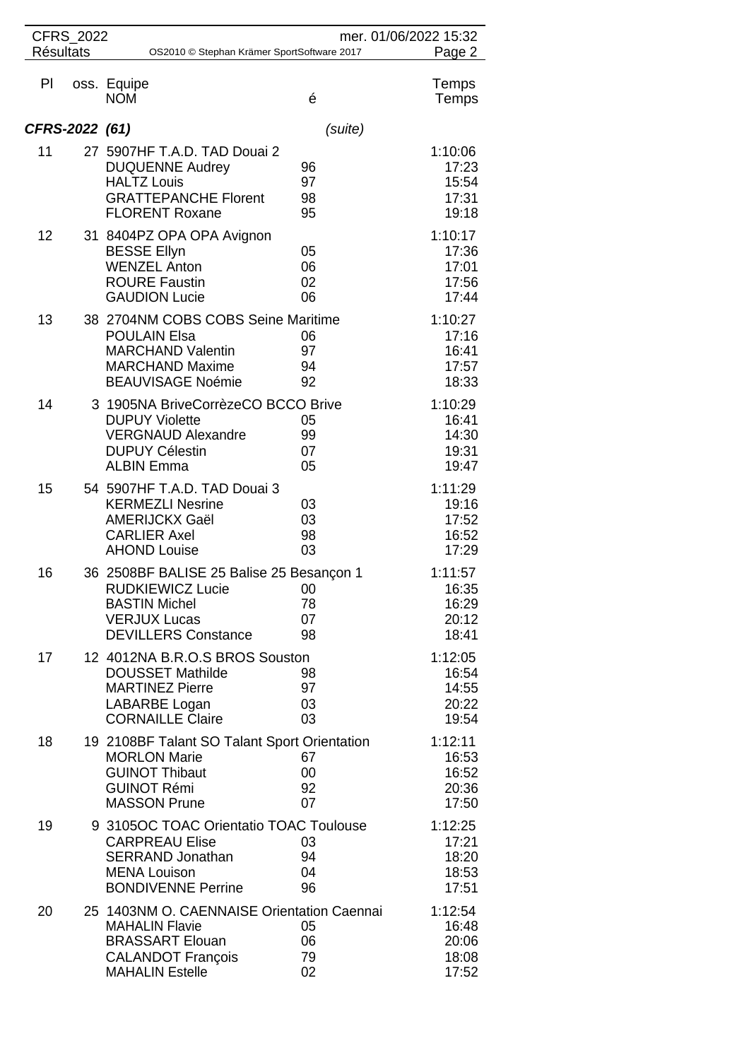| Pl | oss. | Equipe / NOM | é | Temps / Temps |
|---|---|---|---|---|
| ***CFRS-2022 (61)*** | | | *(suite)* | |
| 11 | 27 | 5907HF T.A.D. TAD Douai 2 | | 1:10:06 |
| | | DUQUENNE Audrey | 96 | 17:23 |
| | | HALTZ Louis | 97 | 15:54 |
| | | GRATTEPANCHE Florent | 98 | 17:31 |
| | | FLORENT Roxane | 95 | 19:18 |
| 12 | 31 | 8404PZ OPA OPA Avignon | | 1:10:17 |
| | | BESSE Ellyn | 05 | 17:36 |
| | | WENZEL Anton | 06 | 17:01 |
| | | ROURE Faustin | 02 | 17:56 |
| | | GAUDION Lucie | 06 | 17:44 |
| 13 | 38 | 2704NM COBS COBS Seine Maritime | | 1:10:27 |
| | | POULAIN Elsa | 06 | 17:16 |
| | | MARCHAND Valentin | 97 | 16:41 |
| | | MARCHAND Maxime | 94 | 17:57 |
| | | BEAUVISAGE Noémie | 92 | 18:33 |
| 14 | 3 | 1905NA BriveCorrèzeCO BCCO Brive | | 1:10:29 |
| | | DUPUY Violette | 05 | 16:41 |
| | | VERGNAUD Alexandre | 99 | 14:30 |
| | | DUPUY Célestin | 07 | 19:31 |
| | | ALBIN Emma | 05 | 19:47 |
| 15 | 54 | 5907HF T.A.D. TAD Douai 3 | | 1:11:29 |
| | | KERMEZLI Nesrine | 03 | 19:16 |
| | | AMERIJCKX Gaël | 03 | 17:52 |
| | | CARLIER Axel | 98 | 16:52 |
| | | AHOND Louise | 03 | 17:29 |
| 16 | 36 | 2508BF BALISE 25 Balise 25 Besançon 1 | | 1:11:57 |
| | | RUDKIEWICZ Lucie | 00 | 16:35 |
| | | BASTIN Michel | 78 | 16:29 |
| | | VERJUX Lucas | 07 | 20:12 |
| | | DEVILLERS Constance | 98 | 18:41 |
| 17 | 12 | 4012NA B.R.O.S BROS Souston | | 1:12:05 |
| | | DOUSSET Mathilde | 98 | 16:54 |
| | | MARTINEZ Pierre | 97 | 14:55 |
| | | LABARBE Logan | 03 | 20:22 |
| | | CORNAILLE Claire | 03 | 19:54 |
| 18 | 19 | 2108BF Talant SO Talant Sport Orientation | | 1:12:11 |
| | | MORLON Marie | 67 | 16:53 |
| | | GUINOT Thibaut | 00 | 16:52 |
| | | GUINOT Rémi | 92 | 20:36 |
| | | MASSON Prune | 07 | 17:50 |
| 19 | 9 | 3105OC TOAC Orientatio TOAC Toulouse | | 1:12:25 |
| | | CARPREAU Elise | 03 | 17:21 |
| | | SERRAND Jonathan | 94 | 18:20 |
| | | MENA Louison | 04 | 18:53 |
| | | BONDIVENNE Perrine | 96 | 17:51 |
| 20 | 25 | 1403NM O. CAENNAISE Orientation Caennai | | 1:12:54 |
| | | MAHALIN Flavie | 05 | 16:48 |
| | | BRASSART Elouan | 06 | 20:06 |
| | | CALANDOT François | 79 | 18:08 |
| | | MAHALIN Estelle | 02 | 17:52 |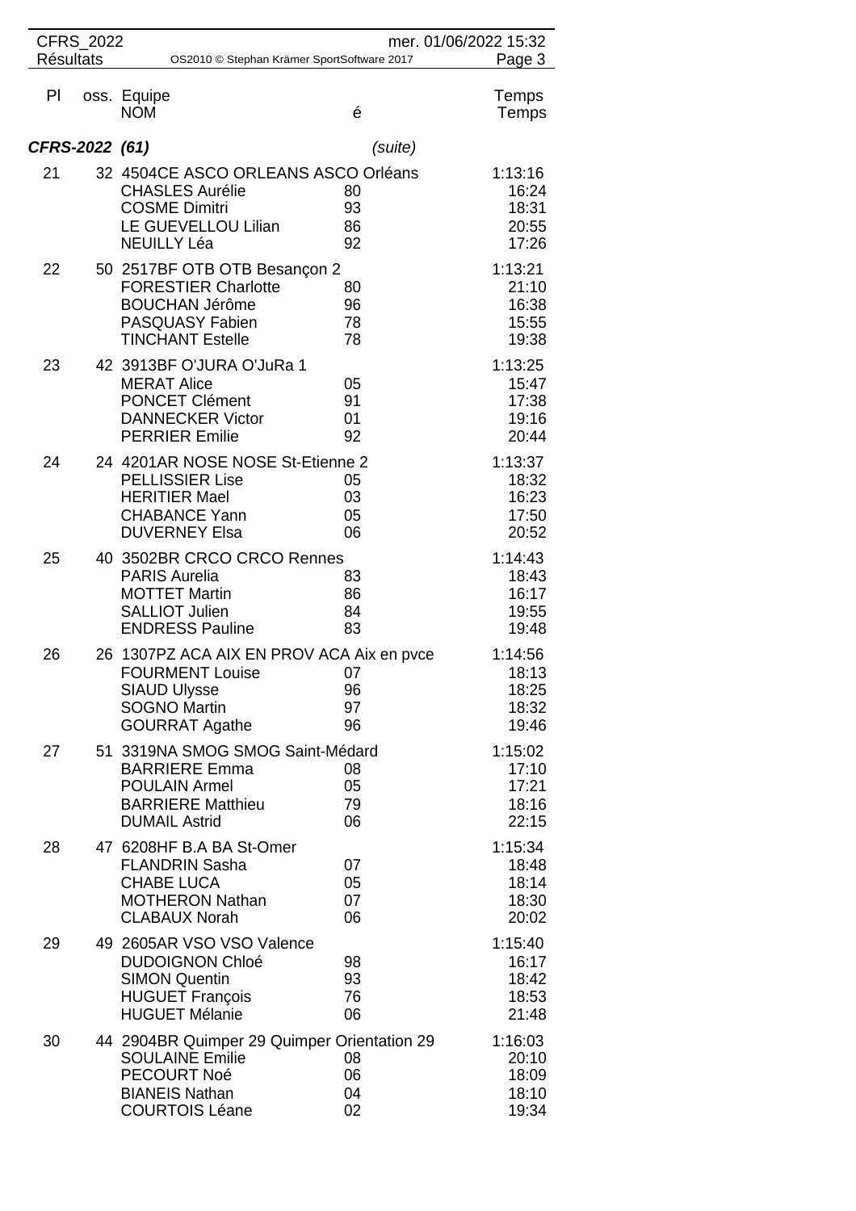| Pl | oss. | Equipe / NOM | é | Temps / Temps |
|---|---|---|---|---|
| ***CFRS-2022 (61)*** | | | *(suite)* | |
| 21 | 32 | 4504CE ASCO ORLEANS ASCO Orléans | | 1:13:16 |
| | | CHASLES Aurélie | 80 | 16:24 |
| | | COSME Dimitri | 93 | 18:31 |
| | | LE GUEVELLOU Lilian | 86 | 20:55 |
| | | NEUILLY Léa | 92 | 17:26 |
| 22 | 50 | 2517BF OTB OTB Besançon 2 | | 1:13:21 |
| | | FORESTIER Charlotte | 80 | 21:10 |
| | | BOUCHAN Jérôme | 96 | 16:38 |
| | | PASQUASY Fabien | 78 | 15:55 |
| | | TINCHANT Estelle | 78 | 19:38 |
| 23 | 42 | 3913BF O'JURA O'JuRa 1 | | 1:13:25 |
| | | MERAT Alice | 05 | 15:47 |
| | | PONCET Clément | 91 | 17:38 |
| | | DANNECKER Victor | 01 | 19:16 |
| | | PERRIER Emilie | 92 | 20:44 |
| 24 | 24 | 4201AR NOSE NOSE St-Etienne 2 | | 1:13:37 |
| | | PELLISSIER Lise | 05 | 18:32 |
| | | HERITIER Mael | 03 | 16:23 |
| | | CHABANCE Yann | 05 | 17:50 |
| | | DUVERNEY Elsa | 06 | 20:52 |
| 25 | 40 | 3502BR CRCO CRCO Rennes | | 1:14:43 |
| | | PARIS Aurelia | 83 | 18:43 |
| | | MOTTET Martin | 86 | 16:17 |
| | | SALLIOT Julien | 84 | 19:55 |
| | | ENDRESS Pauline | 83 | 19:48 |
| 26 | 26 | 1307PZ ACA AIX EN PROV ACA Aix en pvce | | 1:14:56 |
| | | FOURMENT Louise | 07 | 18:13 |
| | | SIAUD Ulysse | 96 | 18:25 |
| | | SOGNO Martin | 97 | 18:32 |
| | | GOURRAT Agathe | 96 | 19:46 |
| 27 | 51 | 3319NA SMOG SMOG Saint-Médard | | 1:15:02 |
| | | BARRIERE Emma | 08 | 17:10 |
| | | POULAIN Armel | 05 | 17:21 |
| | | BARRIERE Matthieu | 79 | 18:16 |
| | | DUMAIL Astrid | 06 | 22:15 |
| 28 | 47 | 6208HF B.A BA St-Omer | | 1:15:34 |
| | | FLANDRIN Sasha | 07 | 18:48 |
| | | CHABE LUCA | 05 | 18:14 |
| | | MOTHERON Nathan | 07 | 18:30 |
| | | CLABAUX Norah | 06 | 20:02 |
| 29 | 49 | 2605AR VSO VSO Valence | | 1:15:40 |
| | | DUDOIGNON Chloé | 98 | 16:17 |
| | | SIMON Quentin | 93 | 18:42 |
| | | HUGUET François | 76 | 18:53 |
| | | HUGUET Mélanie | 06 | 21:48 |
| 30 | 44 | 2904BR Quimper 29 Quimper Orientation 29 | | 1:16:03 |
| | | SOULAINE Emilie | 08 | 20:10 |
| | | PECOURT Noé | 06 | 18:09 |
| | | BIANEIS Nathan | 04 | 18:10 |
| | | COURTOIS Léane | 02 | 19:34 |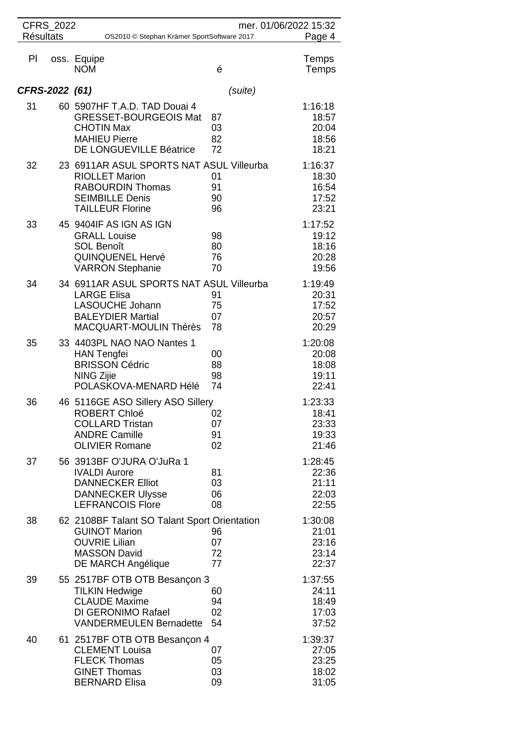| Pl | oss. | Equipe NOM | é | Temps Temps |
|---|---|---|---|---|
| ***CFRS-2022 (61)*** | | | *(suite)* | |
| 31 | 60 | 5907HF T.A.D. TAD Douai 4 | | 1:16:18 |
| | | GRESSET-BOURGEOIS Mat | 87 | 18:57 |
| | | CHOTIN Max | 03 | 20:04 |
| | | MAHIEU Pierre | 82 | 18:56 |
| | | DE LONGUEVILLE Béatrice | 72 | 18:21 |
| 32 | 23 | 6911AR ASUL SPORTS NAT ASUL Villeurba | | 1:16:37 |
| | | RIOLLET Marion | 01 | 18:30 |
| | | RABOURDIN Thomas | 91 | 16:54 |
| | | SEIMBILLE Denis | 90 | 17:52 |
| | | TAILLEUR Florine | 96 | 23:21 |
| 33 | 45 | 9404IF AS IGN AS IGN | | 1:17:52 |
| | | GRALL Louise | 98 | 19:12 |
| | | SOL Benoît | 80 | 18:16 |
| | | QUINQUENEL Hervé | 76 | 20:28 |
| | | VARRON Stephanie | 70 | 19:56 |
| 34 | 34 | 6911AR ASUL SPORTS NAT ASUL Villeurba | | 1:19:49 |
| | | LARGE Elisa | 91 | 20:31 |
| | | LASOUCHE Johann | 75 | 17:52 |
| | | BALEYDIER Martial | 07 | 20:57 |
| | | MACQUART-MOULIN Thérès | 78 | 20:29 |
| 35 | 33 | 4403PL NAO NAO Nantes 1 | | 1:20:08 |
| | | HAN Tengfei | 00 | 20:08 |
| | | BRISSON Cédric | 88 | 18:08 |
| | | NING Zijie | 98 | 19:11 |
| | | POLASKOVA-MENARD Hélé | 74 | 22:41 |
| 36 | 46 | 5116GE ASO Sillery ASO Sillery | | 1:23:33 |
| | | ROBERT Chloé | 02 | 18:41 |
| | | COLLARD Tristan | 07 | 23:33 |
| | | ANDRE Camille | 91 | 19:33 |
| | | OLIVIER Romane | 02 | 21:46 |
| 37 | 56 | 3913BF O'JURA O'JuRa 1 | | 1:28:45 |
| | | IVALDI Aurore | 81 | 22:36 |
| | | DANNECKER Elliot | 03 | 21:11 |
| | | DANNECKER Ulysse | 06 | 22:03 |
| | | LEFRANCOIS Flore | 08 | 22:55 |
| 38 | 62 | 2108BF Talant SO Talant Sport Orientation | | 1:30:08 |
| | | GUINOT Marion | 96 | 21:01 |
| | | OUVRIE Lilian | 07 | 23:16 |
| | | MASSON David | 72 | 23:14 |
| | | DE MARCH Angélique | 77 | 22:37 |
| 39 | 55 | 2517BF OTB OTB Besançon 3 | | 1:37:55 |
| | | TILKIN Hedwige | 60 | 24:11 |
| | | CLAUDE Maxime | 94 | 18:49 |
| | | DI GERONIMO Rafael | 02 | 17:03 |
| | | VANDERMEULEN Bernadette | 54 | 37:52 |
| 40 | 61 | 2517BF OTB OTB Besançon 4 | | 1:39:37 |
| | | CLEMENT Louisa | 07 | 27:05 |
| | | FLECK Thomas | 05 | 23:25 |
| | | GINET Thomas | 03 | 18:02 |
| | | BERNARD Elisa | 09 | 31:05 |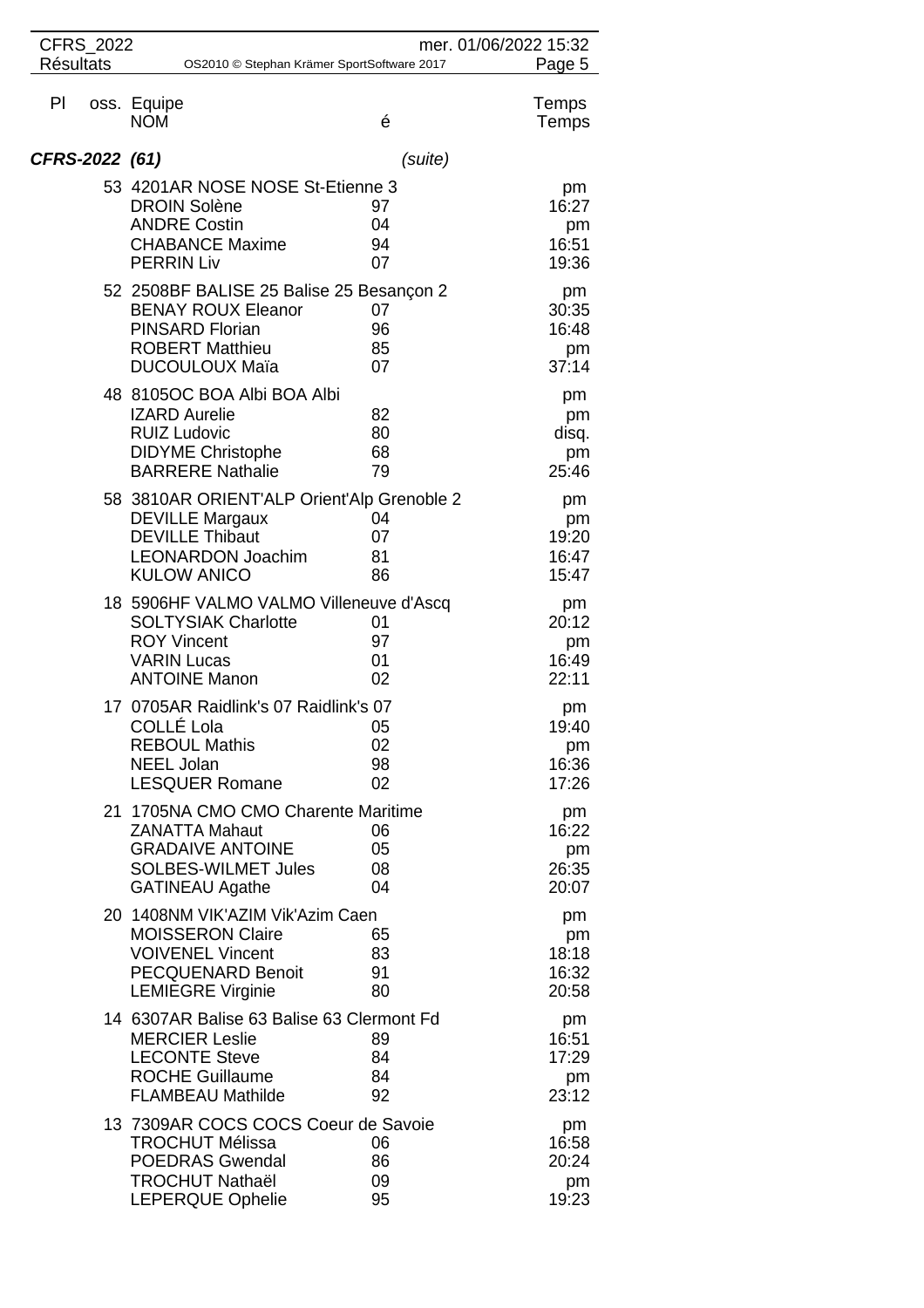| Pl | oss. | Equipe / NOM | é | Temps / Temps |
|---|---|---|---|---|

***CFRS-2022 (61)*** *(suite)*

| Pl | oss. | Equipe / NOM | é | Temps |
|---|---|---|---|---|
| | 53 | 4201AR NOSE NOSE St-Etienne 3 | | pm |
| | | DROIN Solène | 97 | 16:27 |
| | | ANDRE Costin | 04 | pm |
| | | CHABANCE Maxime | 94 | 16:51 |
| | | PERRIN Liv | 07 | 19:36 |
| | 52 | 2508BF BALISE 25 Balise 25 Besançon 2 | | pm |
| | | BENAY ROUX Eleanor | 07 | 30:35 |
| | | PINSARD Florian | 96 | 16:48 |
| | | ROBERT Matthieu | 85 | pm |
| | | DUCOULOUX Maïa | 07 | 37:14 |
| | 48 | 8105OC BOA Albi BOA Albi | | pm |
| | | IZARD Aurelie | 82 | pm |
| | | RUIZ Ludovic | 80 | disq. |
| | | DIDYME Christophe | 68 | pm |
| | | BARRERE Nathalie | 79 | 25:46 |
| | 58 | 3810AR ORIENT'ALP Orient'Alp Grenoble 2 | | pm |
| | | DEVILLE Margaux | 04 | pm |
| | | DEVILLE Thibaut | 07 | 19:20 |
| | | LEONARDON Joachim | 81 | 16:47 |
| | | KULOW ANICO | 86 | 15:47 |
| | 18 | 5906HF VALMO VALMO Villeneuve d'Ascq | | pm |
| | | SOLTYSIAK Charlotte | 01 | 20:12 |
| | | ROY Vincent | 97 | pm |
| | | VARIN Lucas | 01 | 16:49 |
| | | ANTOINE Manon | 02 | 22:11 |
| | 17 | 0705AR Raidlink's 07 Raidlink's 07 | | pm |
| | | COLLÉ Lola | 05 | 19:40 |
| | | REBOUL Mathis | 02 | pm |
| | | NEEL Jolan | 98 | 16:36 |
| | | LESQUER Romane | 02 | 17:26 |
| | 21 | 1705NA CMO CMO Charente Maritime | | pm |
| | | ZANATTA Mahaut | 06 | 16:22 |
| | | GRADAIVE ANTOINE | 05 | pm |
| | | SOLBES-WILMET Jules | 08 | 26:35 |
| | | GATINEAU Agathe | 04 | 20:07 |
| | 20 | 1408NM VIK'AZIM Vik'Azim Caen | | pm |
| | | MOISSERON Claire | 65 | pm |
| | | VOIVENEL Vincent | 83 | 18:18 |
| | | PECQUENARD Benoit | 91 | 16:32 |
| | | LEMIEGRE Virginie | 80 | 20:58 |
| | 14 | 6307AR Balise 63 Balise 63 Clermont Fd | | pm |
| | | MERCIER Leslie | 89 | 16:51 |
| | | LECONTE Steve | 84 | 17:29 |
| | | ROCHE Guillaume | 84 | pm |
| | | FLAMBEAU Mathilde | 92 | 23:12 |
| | 13 | 7309AR COCS COCS Coeur de Savoie | | pm |
| | | TROCHUT Mélissa | 06 | 16:58 |
| | | POEDRAS Gwendal | 86 | 20:24 |
| | | TROCHUT Nathaël | 09 | pm |
| | | LEPERQUE Ophelie | 95 | 19:23 |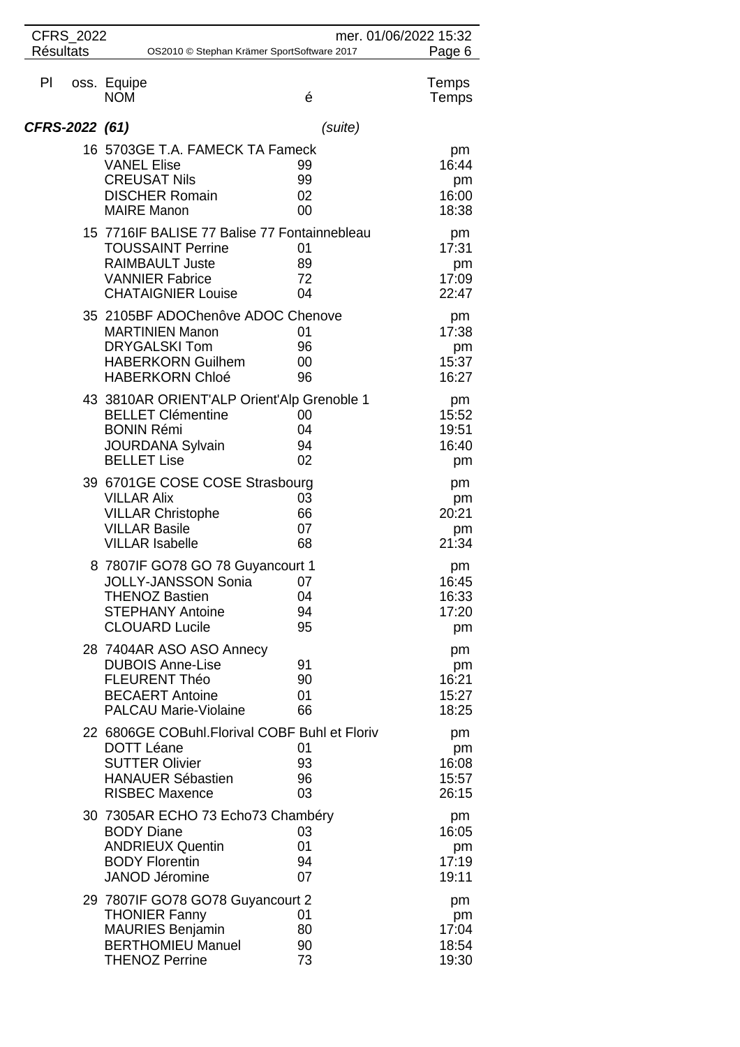| Pl | oss. Equipe / NOM | é | Temps / Temps |
|---|---|---|---|
| **CFRS-2022 (61)** | | *(suite)* | |
| | 16 5703GE T.A. FAMECK TA Fameck | | pm |
| | VANEL Elise | 99 | 16:44 |
| | CREUSAT Nils | 99 | pm |
| | DISCHER Romain | 02 | 16:00 |
| | MAIRE Manon | 00 | 18:38 |
| | 15 7716IF BALISE 77 Balise 77 Fontainnebleau | | pm |
| | TOUSSAINT Perrine | 01 | 17:31 |
| | RAIMBAULT Juste | 89 | pm |
| | VANNIER Fabrice | 72 | 17:09 |
| | CHATAIGNIER Louise | 04 | 22:47 |
| | 35 2105BF ADOChenôve ADOC Chenove | | pm |
| | MARTINIEN Manon | 01 | 17:38 |
| | DRYGALSKI Tom | 96 | pm |
| | HABERKORN Guilhem | 00 | 15:37 |
| | HABERKORN Chloé | 96 | 16:27 |
| | 43 3810AR ORIENT'ALP Orient'Alp Grenoble 1 | | pm |
| | BELLET Clémentine | 00 | 15:52 |
| | BONIN Rémi | 04 | 19:51 |
| | JOURDANA Sylvain | 94 | 16:40 |
| | BELLET Lise | 02 | pm |
| | 39 6701GE COSE COSE Strasbourg | | pm |
| | VILLAR Alix | 03 | pm |
| | VILLAR Christophe | 66 | 20:21 |
| | VILLAR Basile | 07 | pm |
| | VILLAR Isabelle | 68 | 21:34 |
| | 8 7807IF GO78 GO 78 Guyancourt 1 | | pm |
| | JOLLY-JANSSON Sonia | 07 | 16:45 |
| | THENOZ Bastien | 04 | 16:33 |
| | STEPHANY Antoine | 94 | 17:20 |
| | CLOUARD Lucile | 95 | pm |
| | 28 7404AR ASO ASO Annecy | | pm |
| | DUBOIS Anne-Lise | 91 | pm |
| | FLEURENT Théo | 90 | 16:21 |
| | BECAERT Antoine | 01 | 15:27 |
| | PALCAU Marie-Violaine | 66 | 18:25 |
| | 22 6806GE COBuhl.Florival COBF Buhl et Floriv | | pm |
| | DOTT Léane | 01 | pm |
| | SUTTER Olivier | 93 | 16:08 |
| | HANAUER Sébastien | 96 | 15:57 |
| | RISBEC Maxence | 03 | 26:15 |
| | 30 7305AR ECHO 73 Echo73 Chambéry | | pm |
| | BODY Diane | 03 | 16:05 |
| | ANDRIEUX Quentin | 01 | pm |
| | BODY Florentin | 94 | 17:19 |
| | JANOD Jéromine | 07 | 19:11 |
| | 29 7807IF GO78 GO78 Guyancourt 2 | | pm |
| | THONIER Fanny | 01 | pm |
| | MAURIES Benjamin | 80 | 17:04 |
| | BERTHOMIEU Manuel | 90 | 18:54 |
| | THENOZ Perrine | 73 | 19:30 |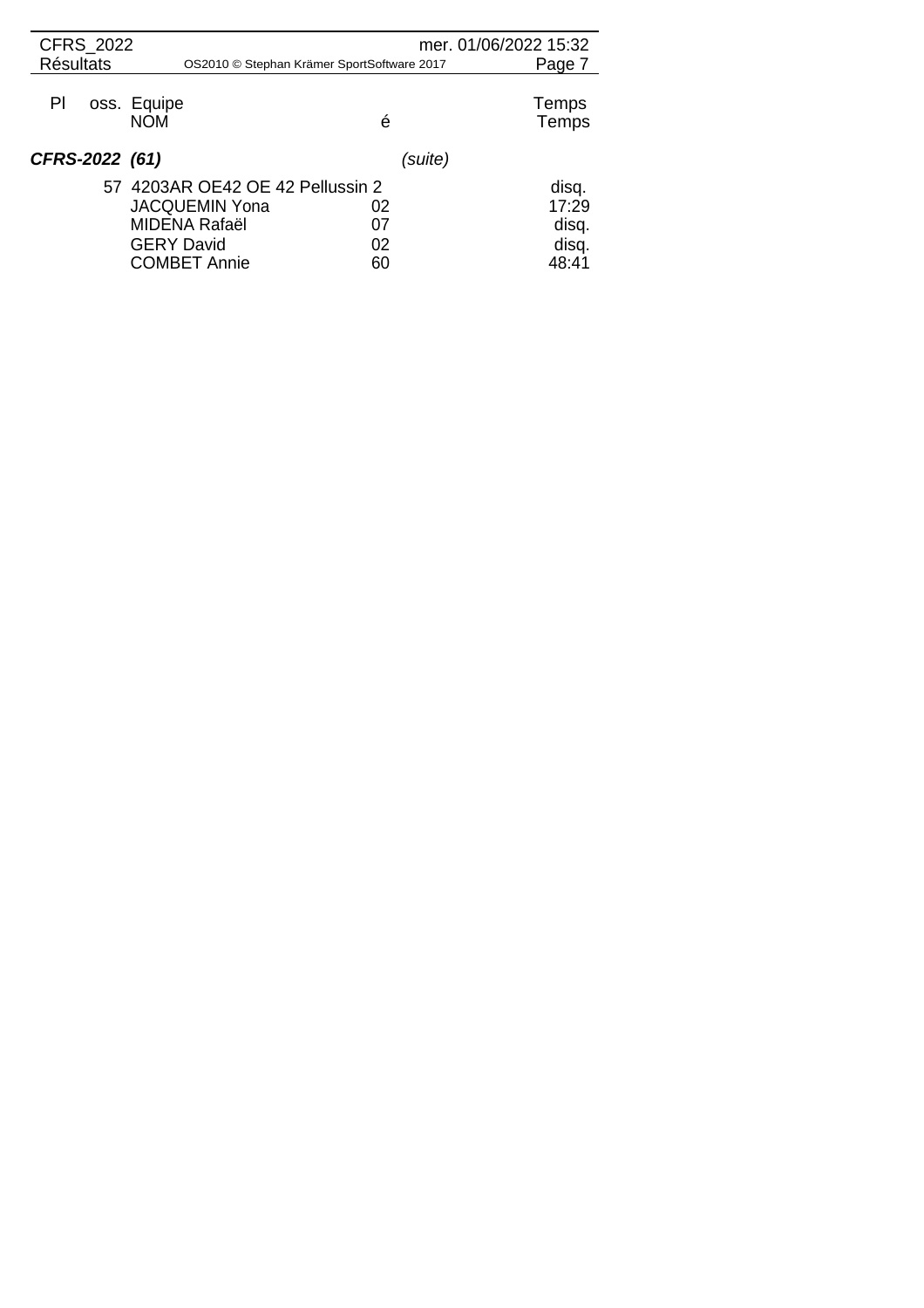| Pl | oss. Equipe / NOM | é | Temps / Temps |
|---|---|---|---|

***CFRS-2022 (61)*** *(suite)*

| | | | |
|---|---|---|---|
| 57 | 4203AR OE42 OE 42 Pellussin 2 | | disq. |
| | JACQUEMIN Yona | 02 | 17:29 |
| | MIDENA Rafaël | 07 | disq. |
| | GERY David | 02 | disq. |
| | COMBET Annie | 60 | 48:41 |